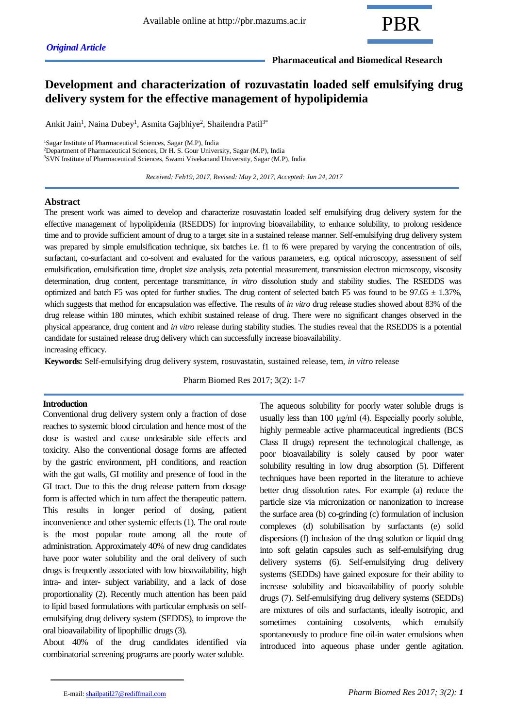*Original Article*

**Pharmaceutical and Biomedical Research**

# Development and characterization of rozuvastatin loaded self emulsifying drug delivery system for the effective management of hypolipidemia

Ankit Jain[1], Naina Dubey[1], Asmita Gajbhiye[2], Shailendra Patil[3*]

[1]Sagar Institute of Pharmaceutical Sciences, Sagar (M.P), India
[2]Department of Pharmaceutical Sciences, Dr H. S. Gour University, Sagar (M.P), India
[3]SVN Institute of Pharmaceutical Sciences, Swami Vivekanand University, Sagar (M.P), India

*Received: Feb19, 2017, Revised: May 2, 2017, Accepted: Jun 24, 2017*

## Abstract

The present work was aimed to develop and characterize rosuvastatin loaded self emulsifying drug delivery system for the effective management of hypolipidemia (RSEDDS) for improving bioavailability, to enhance solubility, to prolong residence time and to provide sufficient amount of drug to a target site in a sustained release manner. Self-emulsifying drug delivery system was prepared by simple emulsification technique, six batches i.e. f1 to f6 were prepared by varying the concentration of oils, surfactant, co-surfactant and co-solvent and evaluated for the various parameters, e.g. optical microscopy, assessment of self emulsification, emulsification time, droplet size analysis, zeta potential measurement, transmission electron microscopy, viscosity determination, drug content, percentage transmittance, *in vitro* dissolution study and stability studies. The RSEDDS was optimized and batch F5 was opted for further studies. The drug content of selected batch F5 was found to be 97.65 ± 1.37%, which suggests that method for encapsulation was effective. The results of *in vitro* drug release studies showed about 83% of the drug release within 180 minutes, which exhibit sustained release of drug. There were no significant changes observed in the physical appearance, drug content and *in vitro* release during stability studies. The studies reveal that the RSEDDS is a potential candidate for sustained release drug delivery which can successfully increase bioavailability.
increasing efficacy.

**Keywords:** Self-emulsifying drug delivery system, rosuvastatin, sustained release, tem, *in vitro* release

Pharm Biomed Res 2017; 3(2): 1-7

## Introduction

Conventional drug delivery system only a fraction of dose reaches to systemic blood circulation and hence most of the dose is wasted and cause undesirable side effects and toxicity. Also the conventional dosage forms are affected by the gastric environment, pH conditions, and reaction with the gut walls, GI motility and presence of food in the GI tract. Due to this the drug release pattern from dosage form is affected which in turn affect the therapeutic pattern. This results in longer period of dosing, patient inconvenience and other systemic effects (1). The oral route is the most popular route among all the route of administration. Approximately 40% of new drug candidates have poor water solubility and the oral delivery of such drugs is frequently associated with low bioavailability, high intra- and inter- subject variability, and a lack of dose proportionality (2). Recently much attention has been paid to lipid based formulations with particular emphasis on self-emulsifying drug delivery system (SEDDS), to improve the oral bioavailability of lipophillic drugs (3).

About 40% of the drug candidates identified via combinatorial screening programs are poorly water soluble. The aqueous solubility for poorly water soluble drugs is usually less than 100 μg/ml (4). Especially poorly soluble, highly permeable active pharmaceutical ingredients (BCS Class II drugs) represent the technological challenge, as poor bioavailability is solely caused by poor water solubility resulting in low drug absorption (5). Different techniques have been reported in the literature to achieve better drug dissolution rates. For example (a) reduce the particle size via micronization or nanonization to increase the surface area (b) co-grinding (c) formulation of inclusion complexes (d) solubilisation by surfactants (e) solid dispersions (f) inclusion of the drug solution or liquid drug into soft gelatin capsules such as self-emulsifying drug delivery systems (6). Self-emulsifying drug delivery systems (SEDDs) have gained exposure for their ability to increase solubility and bioavailability of poorly soluble drugs (7). Self-emulsifying drug delivery systems (SEDDs) are mixtures of oils and surfactants, ideally isotropic, and sometimes containing cosolvents, which emulsify spontaneously to produce fine oil-in water emulsions when introduced into aqueous phase under gentle agitation.

E-mail: shailpatil27@rediffmail.com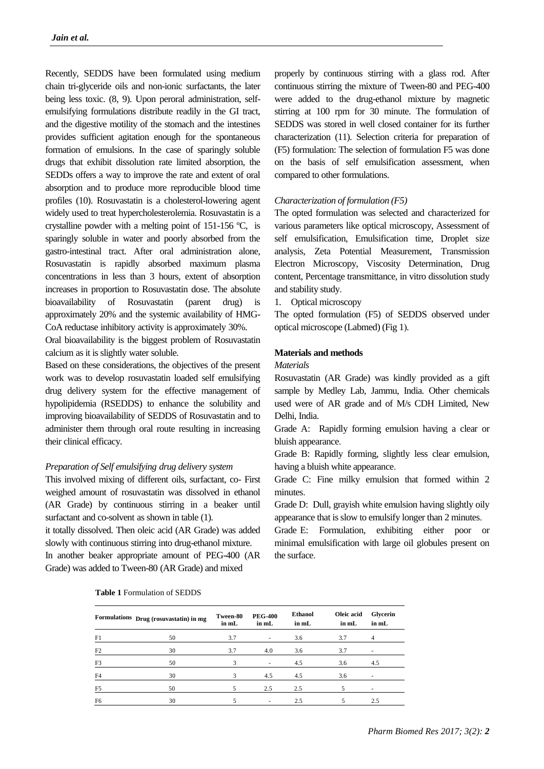Recently, SEDDS have been formulated using medium chain tri-glyceride oils and non-ionic surfactants, the later being less toxic. (8, 9). Upon peroral administration, self-emulsifying formulations distribute readily in the GI tract, and the digestive motility of the stomach and the intestines provides sufficient agitation enough for the spontaneous formation of emulsions. In the case of sparingly soluble drugs that exhibit dissolution rate limited absorption, the SEDDs offers a way to improve the rate and extent of oral absorption and to produce more reproducible blood time profiles (10). Rosuvastatin is a cholesterol-lowering agent widely used to treat hypercholesterolemia. Rosuvastatin is a crystalline powder with a melting point of 151-156 ºC, is sparingly soluble in water and poorly absorbed from the gastro-intestinal tract. After oral administration alone, Rosuvastatin is rapidly absorbed maximum plasma concentrations in less than 3 hours, extent of absorption increases in proportion to Rosuvastatin dose. The absolute bioavailability of Rosuvastatin (parent drug) is approximately 20% and the systemic availability of HMG-CoA reductase inhibitory activity is approximately 30%.

Oral bioavailability is the biggest problem of Rosuvastatin calcium as it is slightly water soluble.

Based on these considerations, the objectives of the present work was to develop rosuvastatin loaded self emulsifying drug delivery system for the effective management of hypolipidemia (RSEDDS) to enhance the solubility and improving bioavailability of SEDDS of Rosuvastatin and to administer them through oral route resulting in increasing their clinical efficacy.

*Preparation of Self emulsifying drug delivery system*

This involved mixing of different oils, surfactant, co- First weighed amount of rosuvastatin was dissolved in ethanol (AR Grade) by continuous stirring in a beaker until surfactant and co-solvent as shown in table (1).

it totally dissolved. Then oleic acid (AR Grade) was added slowly with continuous stirring into drug-ethanol mixture.

In another beaker appropriate amount of PEG-400 (AR Grade) was added to Tween-80 (AR Grade) and mixed properly by continuous stirring with a glass rod. After continuous stirring the mixture of Tween-80 and PEG-400 were added to the drug-ethanol mixture by magnetic stirring at 100 rpm for 30 minute. The formulation of SEDDS was stored in well closed container for its further characterization (11). Selection criteria for preparation of (F5) formulation: The selection of formulation F5 was done on the basis of self emulsification assessment, when compared to other formulations.

*Characterization of formulation (F5)*

The opted formulation was selected and characterized for various parameters like optical microscopy, Assessment of self emulsification, Emulsification time, Droplet size analysis, Zeta Potential Measurement, Transmission Electron Microscopy, Viscosity Determination, Drug content, Percentage transmittance, in vitro dissolution study and stability study.

1. Optical microscopy

The opted formulation (F5) of SEDDS observed under optical microscope (Labmed) (Fig 1).

**Materials and methods**

*Materials*

Rosuvastatin (AR Grade) was kindly provided as a gift sample by Medley Lab, Jammu, India. Other chemicals used were of AR grade and of M/s CDH Limited, New Delhi, India.

Grade A: Rapidly forming emulsion having a clear or bluish appearance.

Grade B: Rapidly forming, slightly less clear emulsion, having a bluish white appearance.

Grade C: Fine milky emulsion that formed within 2 minutes.

Grade D: Dull, grayish white emulsion having slightly oily appearance that is slow to emulsify longer than 2 minutes.

Grade E: Formulation, exhibiting either poor or minimal emulsification with large oil globules present on the surface.

**Table 1** Formulation of SEDDS

| Formulations | Drug (rosuvastatin) in mg | Tween-80 in mL | PEG-400 in mL | Ethanol in mL | Oleic acid in mL | Glycerin in mL |
|---|---|---|---|---|---|---|
| F1 | 50 | 3.7 | - | 3.6 | 3.7 | 4 |
| F2 | 30 | 3.7 | 4.0 | 3.6 | 3.7 | - |
| F3 | 50 | 3 | - | 4.5 | 3.6 | 4.5 |
| F4 | 30 | 3 | 4.5 | 4.5 | 3.6 | - |
| F5 | 50 | 5 | 2.5 | 2.5 | 5 | - |
| F6 | 30 | 5 | - | 2.5 | 5 | 2.5 |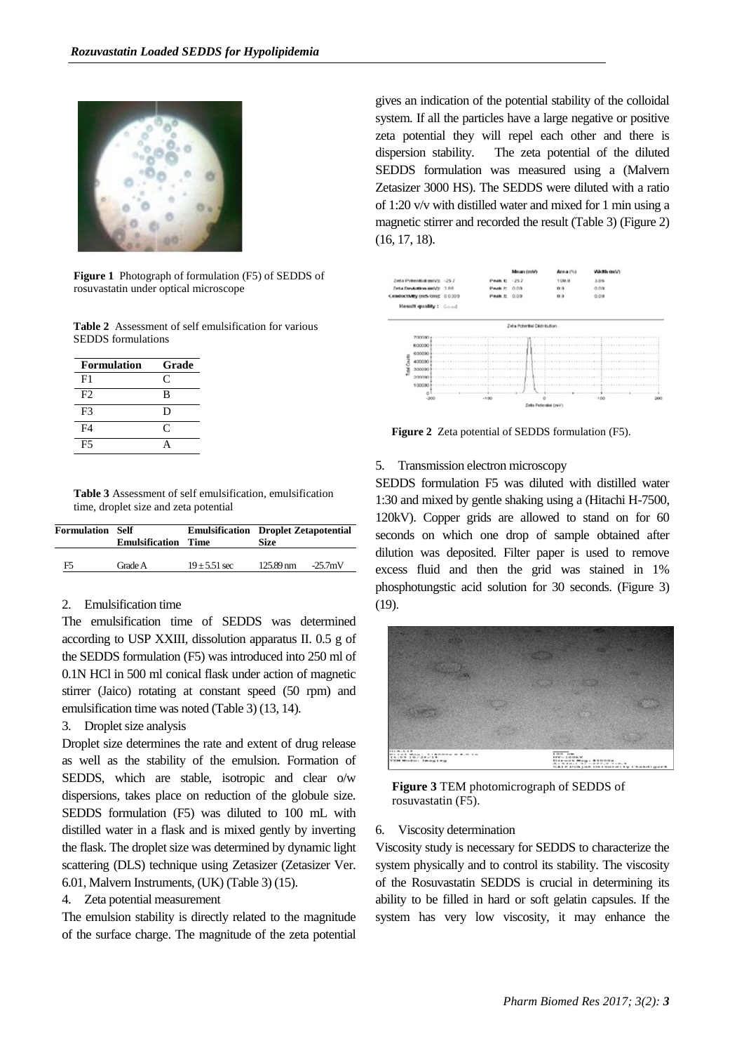**Figure 1** Photograph of formulation (F5) of SEDDS of rosuvastatin under optical microscope

**Table 2** Assessment of self emulsification for various SEDDS formulations

| Formulation | Grade |
|---|---|
| F1 | C |
| F2 | B |
| F3 | D |
| F4 | C |
| F5 | A |

**Table 3** Assessment of self emulsification, emulsification time, droplet size and zeta potential

| Formulation | Self Emulsification | Emulsification Time | Droplet Size | Zetapotential |
|---|---|---|---|---|
| F5 | Grade A | $19 \pm 5.51$ sec | 125.89 nm | -25.7mV |

2. Emulsification time

The emulsification time of SEDDS was determined according to USP XXIII, dissolution apparatus II. 0.5 g of the SEDDS formulation (F5) was introduced into 250 ml of 0.1N HCl in 500 ml conical flask under action of magnetic stirrer (Jaico) rotating at constant speed (50 rpm) and emulsification time was noted (Table 3) (13, 14).

3. Droplet size analysis

Droplet size determines the rate and extent of drug release as well as the stability of the emulsion. Formation of SEDDS, which are stable, isotropic and clear o/w dispersions, takes place on reduction of the globule size. SEDDS formulation (F5) was diluted to 100 mL with distilled water in a flask and is mixed gently by inverting the flask. The droplet size was determined by dynamic light scattering (DLS) technique using Zetasizer (Zetasizer Ver. 6.01, Malvern Instruments, (UK) (Table 3) (15).

4. Zeta potential measurement

The emulsion stability is directly related to the magnitude of the surface charge. The magnitude of the zeta potential gives an indication of the potential stability of the colloidal system. If all the particles have a large negative or positive zeta potential they will repel each other and there is dispersion stability. The zeta potential of the diluted SEDDS formulation was measured using a (Malvern Zetasizer 3000 HS). The SEDDS were diluted with a ratio of 1:20 v/v with distilled water and mixed for 1 min using a magnetic stirrer and recorded the result (Table 3) (Figure 2) (16, 17, 18).

**Figure 2** Zeta potential of SEDDS formulation (F5).

5. Transmission electron microscopy

SEDDS formulation F5 was diluted with distilled water 1:30 and mixed by gentle shaking using a (Hitachi H-7500, 120kV). Copper grids are allowed to stand on for 60 seconds on which one drop of sample obtained after dilution was deposited. Filter paper is used to remove excess fluid and then the grid was stained in 1% phosphotungstic acid solution for 30 seconds. (Figure 3) (19).

**Figure 3** TEM photomicrograph of SEDDS of rosuvastatin (F5).

6. Viscosity determination

Viscosity study is necessary for SEDDS to characterize the system physically and to control its stability. The viscosity of the Rosuvastatin SEDDS is crucial in determining its ability to be filled in hard or soft gelatin capsules. If the system has very low viscosity, it may enhance the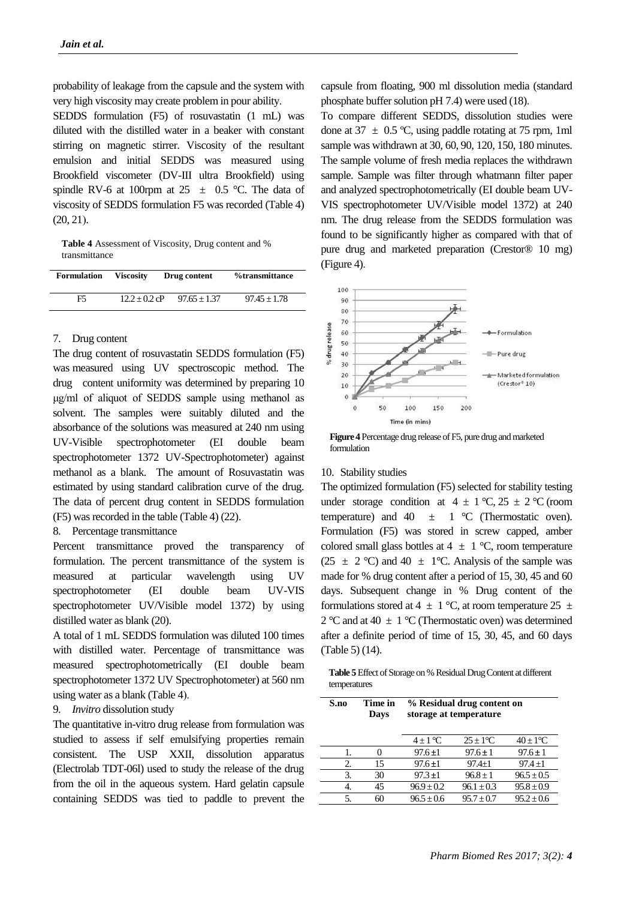probability of leakage from the capsule and the system with very high viscosity may create problem in pour ability.

SEDDS formulation (F5) of rosuvastatin (1 mL) was diluted with the distilled water in a beaker with constant stirring on magnetic stirrer. Viscosity of the resultant emulsion and initial SEDDS was measured using Brookfield viscometer (DV-III ultra Brookfield) using spindle RV-6 at 100rpm at 25 ± 0.5 °C. The data of viscosity of SEDDS formulation F5 was recorded (Table 4) (20, 21).

**Table 4** Assessment of Viscosity, Drug content and % transmittance

| Formulation | Viscosity | Drug content | %transmittance |
|---|---|---|---|
| F5 | 12.2 ± 0.2 cP | 97.65 ± 1.37 | 97.45 ± 1.78 |

7. Drug content

The drug content of rosuvastatin SEDDS formulation (F5) was measured using UV spectroscopic method. The drug content uniformity was determined by preparing 10 μg/ml of aliquot of SEDDS sample using methanol as solvent. The samples were suitably diluted and the absorbance of the solutions was measured at 240 nm using UV-Visible spectrophotometer (EI double beam spectrophotometer 1372 UV-Spectrophotometer) against methanol as a blank. The amount of Rosuvastatin was estimated by using standard calibration curve of the drug. The data of percent drug content in SEDDS formulation (F5) was recorded in the table (Table 4) (22).

8. Percentage transmittance

Percent transmittance proved the transparency of formulation. The percent transmittance of the system is measured at particular wavelength using UV spectrophotometer (EI double beam UV-VIS spectrophotometer UV/Visible model 1372) by using distilled water as blank (20).

A total of 1 mL SEDDS formulation was diluted 100 times with distilled water. Percentage of transmittance was measured spectrophotometrically (EI double beam spectrophotometer 1372 UV Spectrophotometer) at 560 nm using water as a blank (Table 4).

9. *Invitro* dissolution study

The quantitative in-vitro drug release from formulation was studied to assess if self emulsifying properties remain consistent. The USP XXII, dissolution apparatus (Electrolab TDT-06l) used to study the release of the drug from the oil in the aqueous system. Hard gelatin capsule containing SEDDS was tied to paddle to prevent the capsule from floating, 900 ml dissolution media (standard phosphate buffer solution pH 7.4) were used (18).

To compare different SEDDS, dissolution studies were done at 37 ± 0.5 ºC, using paddle rotating at 75 rpm, 1ml sample was withdrawn at 30, 60, 90, 120, 150, 180 minutes. The sample volume of fresh media replaces the withdrawn sample. Sample was filter through whatmann filter paper and analyzed spectrophotometrically (EI double beam UV-VIS spectrophotometer UV/Visible model 1372) at 240 nm. The drug release from the SEDDS formulation was found to be significantly higher as compared with that of pure drug and marketed preparation (Crestor® 10 mg) (Figure 4).

**Figure 4** Percentage drug release of F5, pure drug and marketed formulation

10. Stability studies

The optimized formulation (F5) selected for stability testing under storage condition at 4 ± 1 °C, 25 ± 2 °C (room temperature) and 40 ± 1 °C (Thermostatic oven). Formulation (F5) was stored in screw capped, amber colored small glass bottles at 4 ± 1 °C, room temperature (25 ± 2 °C) and 40 ± 1°C. Analysis of the sample was made for % drug content after a period of 15, 30, 45 and 60 days. Subsequent change in % Drug content of the formulations stored at 4 ± 1 °C, at room temperature 25 ± 2 °C and at 40 ± 1 °C (Thermostatic oven) was determined after a definite period of time of 15, 30, 45, and 60 days (Table 5) (14).

**Table 5** Effect of Storage on % Residual Drug Content at different temperatures

| S.no | Time in Days | % Residual drug content on storage at temperature | | |
|---|---|---|---|---|
| | | 4 ± 1 °C | 25 ± 1°C | 40 ± 1°C |
| 1. | 0 | 97.6 ±1 | 97.6 ± 1 | 97.6 ± 1 |
| 2. | 15 | 97.6 ±1 | 97.4±1 | 97.4 ±1 |
| 3. | 30 | 97.3 ±1 | 96.8 ± 1 | 96.5 ± 0.5 |
| 4. | 45 | 96.9 ± 0.2 | 96.1 ± 0.3 | 95.8 ± 0.9 |
| 5. | 60 | 96.5 ± 0.6 | 95.7 ± 0.7 | 95.2 ± 0.6 |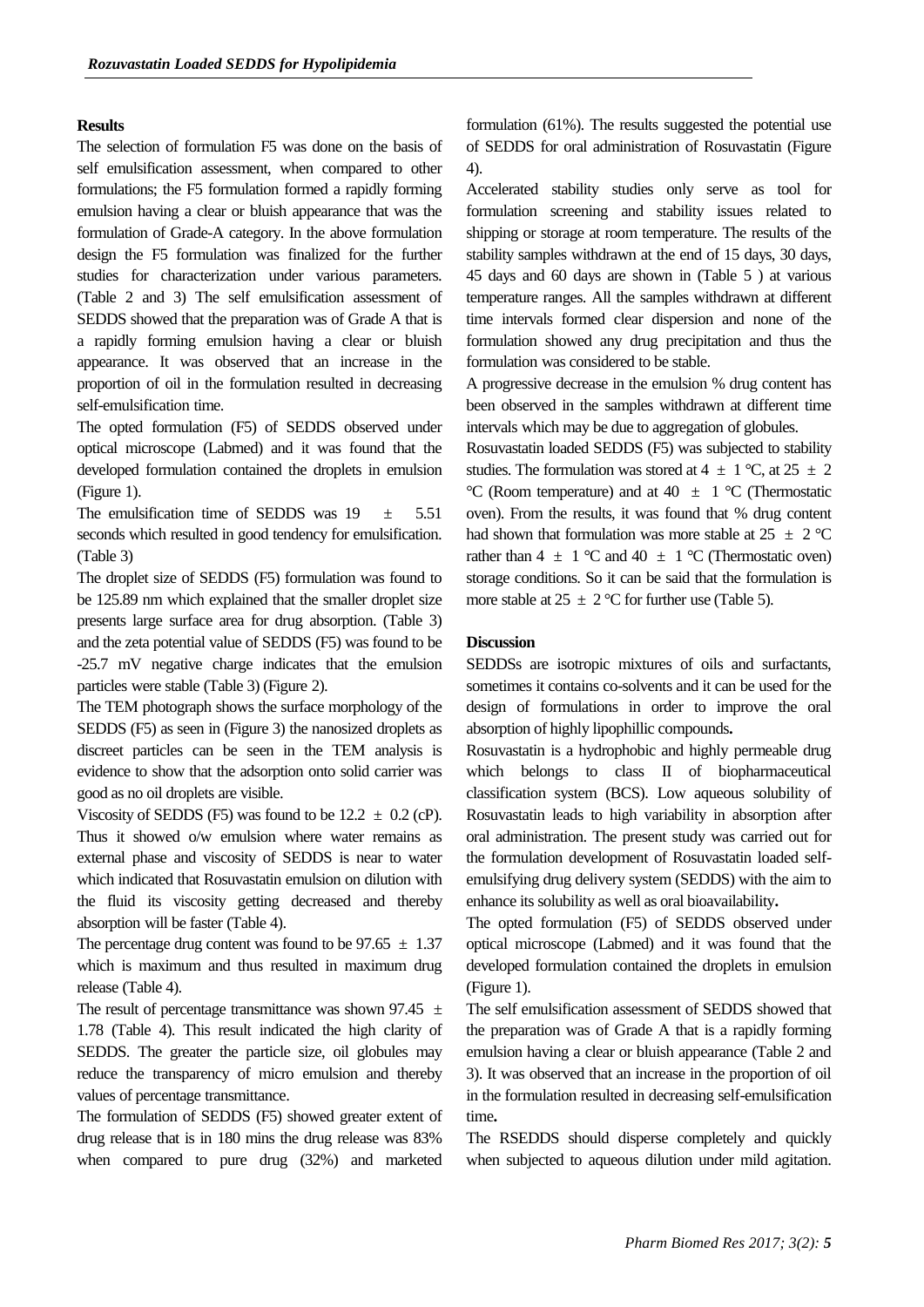## Results

The selection of formulation F5 was done on the basis of self emulsification assessment, when compared to other formulations; the F5 formulation formed a rapidly forming emulsion having a clear or bluish appearance that was the formulation of Grade-A category. In the above formulation design the F5 formulation was finalized for the further studies for characterization under various parameters. (Table 2 and 3) The self emulsification assessment of SEDDS showed that the preparation was of Grade A that is a rapidly forming emulsion having a clear or bluish appearance. It was observed that an increase in the proportion of oil in the formulation resulted in decreasing self-emulsification time.

The opted formulation (F5) of SEDDS observed under optical microscope (Labmed) and it was found that the developed formulation contained the droplets in emulsion (Figure 1).

The emulsification time of SEDDS was 19 ± 5.51 seconds which resulted in good tendency for emulsification. (Table 3)

The droplet size of SEDDS (F5) formulation was found to be 125.89 nm which explained that the smaller droplet size presents large surface area for drug absorption. (Table 3) and the zeta potential value of SEDDS (F5) was found to be -25.7 mV negative charge indicates that the emulsion particles were stable (Table 3) (Figure 2).

The TEM photograph shows the surface morphology of the SEDDS (F5) as seen in (Figure 3) the nanosized droplets as discreet particles can be seen in the TEM analysis is evidence to show that the adsorption onto solid carrier was good as no oil droplets are visible.

Viscosity of SEDDS (F5) was found to be 12.2 ± 0.2 (cP). Thus it showed o/w emulsion where water remains as external phase and viscosity of SEDDS is near to water which indicated that Rosuvastatin emulsion on dilution with the fluid its viscosity getting decreased and thereby absorption will be faster (Table 4).

The percentage drug content was found to be 97.65 ± 1.37 which is maximum and thus resulted in maximum drug release (Table 4).

The result of percentage transmittance was shown 97.45 ± 1.78 (Table 4). This result indicated the high clarity of SEDDS. The greater the particle size, oil globules may reduce the transparency of micro emulsion and thereby values of percentage transmittance.

The formulation of SEDDS (F5) showed greater extent of drug release that is in 180 mins the drug release was 83% when compared to pure drug (32%) and marketed formulation (61%). The results suggested the potential use of SEDDS for oral administration of Rosuvastatin (Figure 4).

Accelerated stability studies only serve as tool for formulation screening and stability issues related to shipping or storage at room temperature. The results of the stability samples withdrawn at the end of 15 days, 30 days, 45 days and 60 days are shown in (Table 5 ) at various temperature ranges. All the samples withdrawn at different time intervals formed clear dispersion and none of the formulation showed any drug precipitation and thus the formulation was considered to be stable.

A progressive decrease in the emulsion % drug content has been observed in the samples withdrawn at different time intervals which may be due to aggregation of globules.

Rosuvastatin loaded SEDDS (F5) was subjected to stability studies. The formulation was stored at 4 ± 1 °C, at 25 ± 2 °C (Room temperature) and at 40 ± 1 °C (Thermostatic oven). From the results, it was found that % drug content had shown that formulation was more stable at 25 ± 2 °C rather than 4 ± 1 °C and 40 ± 1 °C (Thermostatic oven) storage conditions. So it can be said that the formulation is more stable at 25 ± 2 °C for further use (Table 5).

## Discussion

SEDDSs are isotropic mixtures of oils and surfactants, sometimes it contains co-solvents and it can be used for the design of formulations in order to improve the oral absorption of highly lipophillic compounds**.**

Rosuvastatin is a hydrophobic and highly permeable drug which belongs to class II of biopharmaceutical classification system (BCS). Low aqueous solubility of Rosuvastatin leads to high variability in absorption after oral administration. The present study was carried out for the formulation development of Rosuvastatin loaded self-emulsifying drug delivery system (SEDDS) with the aim to enhance its solubility as well as oral bioavailability**.**

The opted formulation (F5) of SEDDS observed under optical microscope (Labmed) and it was found that the developed formulation contained the droplets in emulsion (Figure 1).

The self emulsification assessment of SEDDS showed that the preparation was of Grade A that is a rapidly forming emulsion having a clear or bluish appearance (Table 2 and 3). It was observed that an increase in the proportion of oil in the formulation resulted in decreasing self-emulsification time**.**

The RSEDDS should disperse completely and quickly when subjected to aqueous dilution under mild agitation.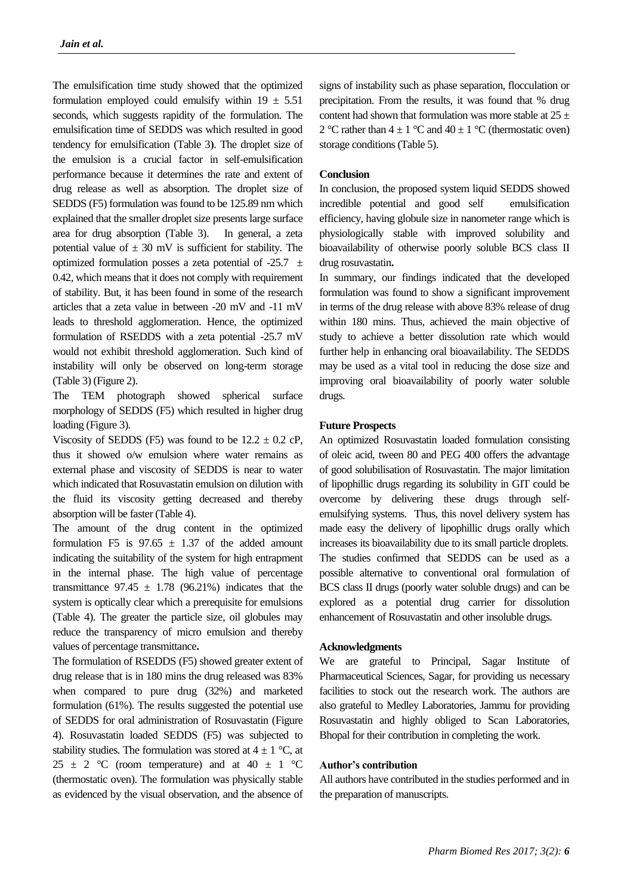The emulsification time study showed that the optimized formulation employed could emulsify within 19 ± 5.51 seconds, which suggests rapidity of the formulation. The emulsification time of SEDDS was which resulted in good tendency for emulsification (Table 3**)**. The droplet size of the emulsion is a crucial factor in self-emulsification performance because it determines the rate and extent of drug release as well as absorption. The droplet size of SEDDS (F5) formulation was found to be 125.89 nm which explained that the smaller droplet size presents large surface area for drug absorption (Table 3). In general, a zeta potential value of ± 30 mV is sufficient for stability. The optimized formulation posses a zeta potential of -25.7 ± 0.42, which means that it does not comply with requirement of stability. But, it has been found in some of the research articles that a zeta value in between -20 mV and -11 mV leads to threshold agglomeration. Hence, the optimized formulation of RSEDDS with a zeta potential -25.7 mV would not exhibit threshold agglomeration. Such kind of instability will only be observed on long-term storage (Table 3) (Figure 2).

The TEM photograph showed spherical surface morphology of SEDDS (F5) which resulted in higher drug loading (Figure 3).

Viscosity of SEDDS (F5) was found to be 12.2 ± 0.2 cP, thus it showed o/w emulsion where water remains as external phase and viscosity of SEDDS is near to water which indicated that Rosuvastatin emulsion on dilution with the fluid its viscosity getting decreased and thereby absorption will be faster (Table 4).

The amount of the drug content in the optimized formulation F5 is 97.65 ± 1.37 of the added amount indicating the suitability of the system for high entrapment in the internal phase. The high value of percentage transmittance 97.45 ± 1.78 (96.21%) indicates that the system is optically clear which a prerequisite for emulsions (Table 4). The greater the particle size, oil globules may reduce the transparency of micro emulsion and thereby values of percentage transmittance**.**

The formulation of RSEDDS (F5) showed greater extent of drug release that is in 180 mins the drug released was 83% when compared to pure drug (32%) and marketed formulation (61%). The results suggested the potential use of SEDDS for oral administration of Rosuvastatin (Figure 4). Rosuvastatin loaded SEDDS (F5) was subjected to stability studies. The formulation was stored at 4 ± 1 °C, at 25 ± 2 °C (room temperature) and at 40 ± 1 °C (thermostatic oven). The formulation was physically stable as evidenced by the visual observation, and the absence of signs of instability such as phase separation, flocculation or precipitation. From the results, it was found that % drug content had shown that formulation was more stable at 25 ± 2 °C rather than 4 ± 1 °C and 40 ± 1 °C (thermostatic oven) storage conditions (Table 5).

## Conclusion

In conclusion, the proposed system liquid SEDDS showed incredible potential and good self emulsification efficiency, having globule size in nanometer range which is physiologically stable with improved solubility and bioavailability of otherwise poorly soluble BCS class II drug rosuvastatin**.**

In summary, our findings indicated that the developed formulation was found to show a significant improvement in terms of the drug release with above 83% release of drug within 180 mins. Thus, achieved the main objective of study to achieve a better dissolution rate which would further help in enhancing oral bioavailability. The SEDDS may be used as a vital tool in reducing the dose size and improving oral bioavailability of poorly water soluble drugs.

## Future Prospects

An optimized Rosuvastatin loaded formulation consisting of oleic acid, tween 80 and PEG 400 offers the advantage of good solubilisation of Rosuvastatin. The major limitation of lipophillic drugs regarding its solubility in GIT could be overcome by delivering these drugs through self-emulsifying systems. Thus, this novel delivery system has made easy the delivery of lipophillic drugs orally which increases its bioavailability due to its small particle droplets. The studies confirmed that SEDDS can be used as a possible alternative to conventional oral formulation of BCS class II drugs (poorly water soluble drugs) and can be explored as a potential drug carrier for dissolution enhancement of Rosuvastatin and other insoluble drugs.

## Acknowledgments

We are grateful to Principal, Sagar Institute of Pharmaceutical Sciences, Sagar, for providing us necessary facilities to stock out the research work. The authors are also grateful to Medley Laboratories, Jammu for providing Rosuvastatin and highly obliged to Scan Laboratories, Bhopal for their contribution in completing the work.

## Author's contribution

All authors have contributed in the studies performed and in the preparation of manuscripts.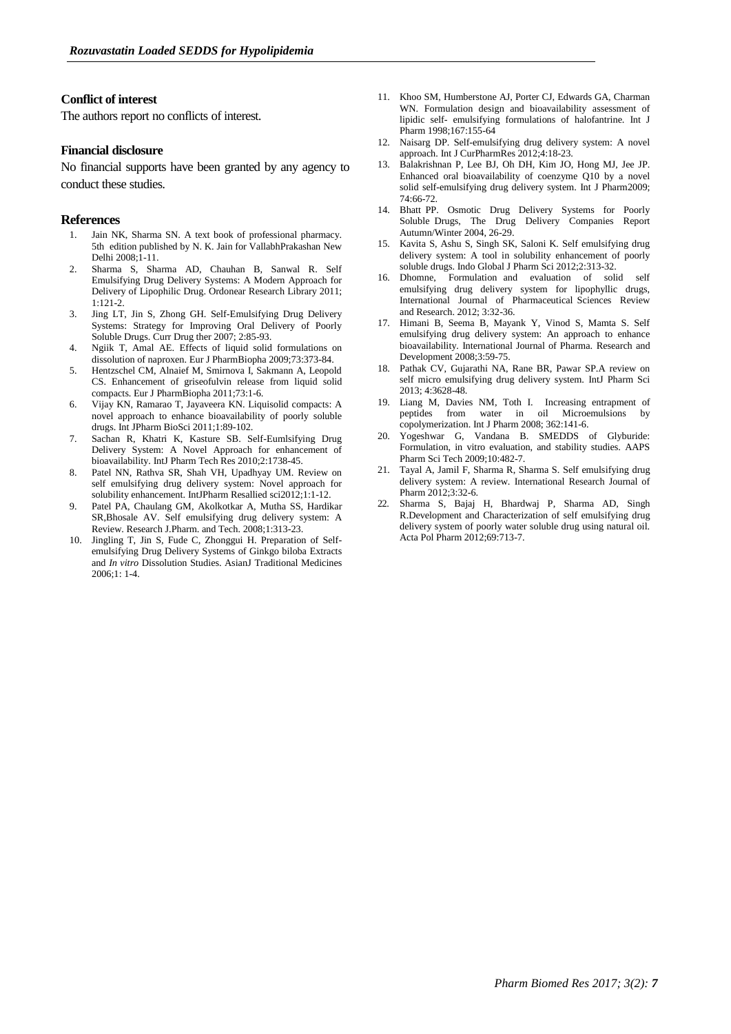## Conflict of interest

The authors report no conflicts of interest.

## Financial disclosure

No financial supports have been granted by any agency to conduct these studies.

## References

1. Jain NK, Sharma SN. A text book of professional pharmacy. 5th edition published by N. K. Jain for VallabhPrakashan New Delhi 2008;1-11.
2. Sharma S, Sharma AD, Chauhan B, Sanwal R. Self Emulsifying Drug Delivery Systems: A Modern Approach for Delivery of Lipophilic Drug. Ordonear Research Library 2011; 1:121-2.
3. Jing LT, Jin S, Zhong GH. Self-Emulsifying Drug Delivery Systems: Strategy for Improving Oral Delivery of Poorly Soluble Drugs. Curr Drug ther 2007; 2:85-93.
4. Ngiik T, Amal AE. Effects of liquid solid formulations on dissolution of naproxen. Eur J PharmBiopha 2009;73:373-84.
5. Hentzschel CM, Alnaief M, Smirnova I, Sakmann A, Leopold CS. Enhancement of griseofulvin release from liquid solid compacts. Eur J PharmBiopha 2011;73:1-6.
6. Vijay KN, Ramarao T, Jayaveera KN. Liquisolid compacts: A novel approach to enhance bioavailability of poorly soluble drugs. Int JPharm BioSci 2011;1:89-102.
7. Sachan R, Khatri K, Kasture SB. Self-Eumlsifying Drug Delivery System: A Novel Approach for enhancement of bioavailability. IntJ Pharm Tech Res 2010;2:1738-45.
8. Patel NN, Rathva SR, Shah VH, Upadhyay UM. Review on self emulsifying drug delivery system: Novel approach for solubility enhancement. IntJPharm Resallied sci2012;1:1-12.
9. Patel PA, Chaulang GM, Akolkotkar A, Mutha SS, Hardikar SR,Bhosale AV. Self emulsifying drug delivery system: A Review. Research J.Pharm. and Tech. 2008;1:313-23.
10. Jingling T, Jin S, Fude C, Zhonggui H. Preparation of Self-emulsifying Drug Delivery Systems of Ginkgo biloba Extracts and *In vitro* Dissolution Studies. AsianJ Traditional Medicines 2006;1: 1-4.
11. Khoo SM, Humberstone AJ, Porter CJ, Edwards GA, Charman WN. Formulation design and bioavailability assessment of lipidic self- emulsifying formulations of halofantrine. Int J Pharm 1998;167:155-64
12. Naisarg DP. Self-emulsifying drug delivery system: A novel approach. Int J CurPharmRes 2012;4:18-23.
13. Balakrishnan P, Lee BJ, Oh DH, Kim JO, Hong MJ, Jee JP. Enhanced oral bioavailability of coenzyme Q10 by a novel solid self-emulsifying drug delivery system. Int J Pharm2009; 74:66-72.
14. Bhatt PP. Osmotic Drug Delivery Systems for Poorly Soluble Drugs, The Drug Delivery Companies Report Autumn/Winter 2004, 26-29.
15. Kavita S, Ashu S, Singh SK, Saloni K. Self emulsifying drug delivery system: A tool in solubility enhancement of poorly soluble drugs. Indo Global J Pharm Sci 2012;2:313-32.
16. Dhomne, Formulation and evaluation of solid self emulsifying drug delivery system for lipophyllic drugs, International Journal of Pharmaceutical Sciences Review and Research. 2012; 3:32-36.
17. Himani B, Seema B, Mayank Y, Vinod S, Mamta S. Self emulsifying drug delivery system: An approach to enhance bioavailability. International Journal of Pharma. Research and Development 2008;3:59-75.
18. Pathak CV, Gujarathi NA, Rane BR, Pawar SP.A review on self micro emulsifying drug delivery system. IntJ Pharm Sci 2013; 4:3628-48.
19. Liang M, Davies NM, Toth I. Increasing entrapment of peptides from water in oil Microemulsions by copolymerization. Int J Pharm 2008; 362:141-6.
20. Yogeshwar G, Vandana B. SMEDDS of Glyburide: Formulation, in vitro evaluation, and stability studies. AAPS Pharm Sci Tech 2009;10:482-7.
21. Tayal A, Jamil F, Sharma R, Sharma S. Self emulsifying drug delivery system: A review. International Research Journal of Pharm 2012;3:32-6.
22. Sharma S, Bajaj H, Bhardwaj P, Sharma AD, Singh R.Development and Characterization of self emulsifying drug delivery system of poorly water soluble drug using natural oil. Acta Pol Pharm 2012;69:713-7.